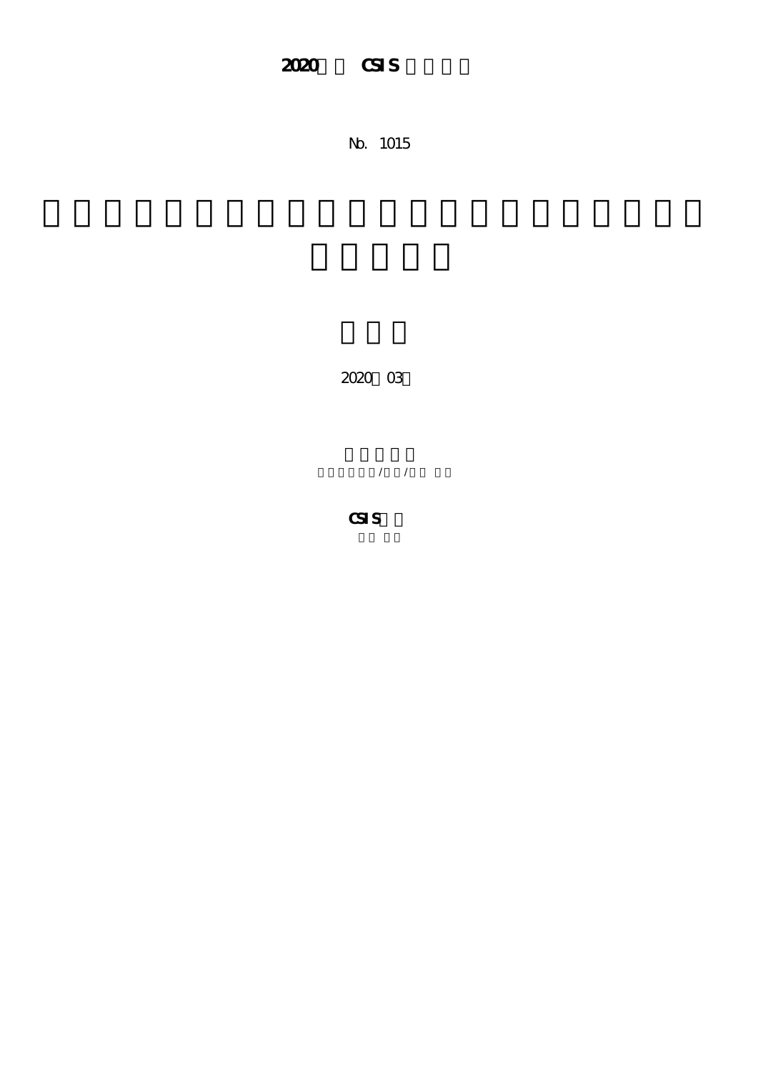**2020 CSIS**

No. 1015

2020 03

**CSIS**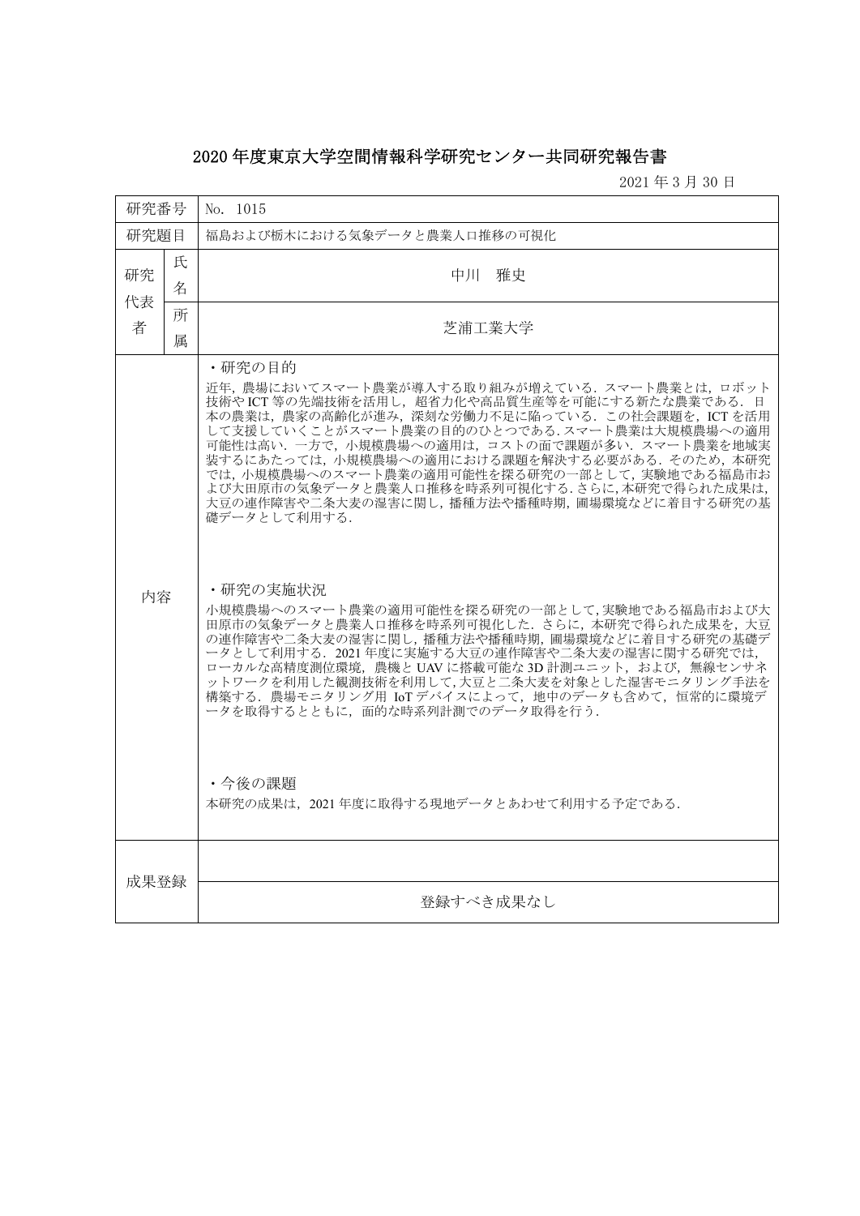# 2020 年度東京大学空間情報科学研究センター共同研究報告書

2021 年 3 月 30 日

| 研究番号 | | No. 1015 |
|---|---|---|
| 研究題目 | | 福島および栃木における気象データと農業人口推移の可視化 |
| 研究代表者 | 氏名 | 中川　雅史 |
| | 所属 | 芝浦工業大学 |
| 内容 | | ・研究の目的<br>近年，農場においてスマート農業が導入する取り組みが増えている．スマート農業とは，ロボット技術や ICT 等の先端技術を活用し，超省力化や高品質生産等を可能にする新たな農業である．日本の農業は，農家の高齢化が進み，深刻な労働力不足に陥っている．この社会課題を，ICT を活用して支援していくことがスマート農業の目的のひとつである.スマート農業は大規模農場への適用可能性は高い．一方で，小規模農場への適用は，コストの面で課題が多い．スマート農業を地域実装するにあたっては，小規模農場への適用における課題を解決する必要がある．そのため，本研究では，小規模農場へのスマート農業の適用可能性を探る研究の一部として，実験地である福島市および大田原市の気象データと農業人口推移を時系列可視化する.さらに,本研究で得られた成果は,大豆の連作障害や二条大麦の湿害に関し，播種方法や播種時期，圃場環境などに着目する研究の基礎データとして利用する．<br><br>・研究の実施状況<br>小規模農場へのスマート農業の適用可能性を探る研究の一部として,実験地である福島市および大田原市の気象データと農業人口推移を時系列可視化した．さらに，本研究で得られた成果を，大豆の連作障害や二条大麦の湿害に関し，播種方法や播種時期，圃場環境などに着目する研究の基礎データとして利用する．2021 年度に実施する大豆の連作障害や二条大麦の湿害に関する研究では，ローカルな高精度測位環境，農機と UAV に搭載可能な 3D 計測ユニット，および，無線センサネットワークを利用した観測技術を利用して,大豆と二条大麦を対象とした湿害モニタリング手法を構築する．農場モニタリング用 IoT デバイスによって，地中のデータも含めて，恒常的に環境データを取得するとともに，面的な時系列計測でのデータ取得を行う．<br><br>・今後の課題<br>本研究の成果は，2021 年度に取得する現地データとあわせて利用する予定である． |
| 成果登録 | | |
| | | 登録すべき成果なし |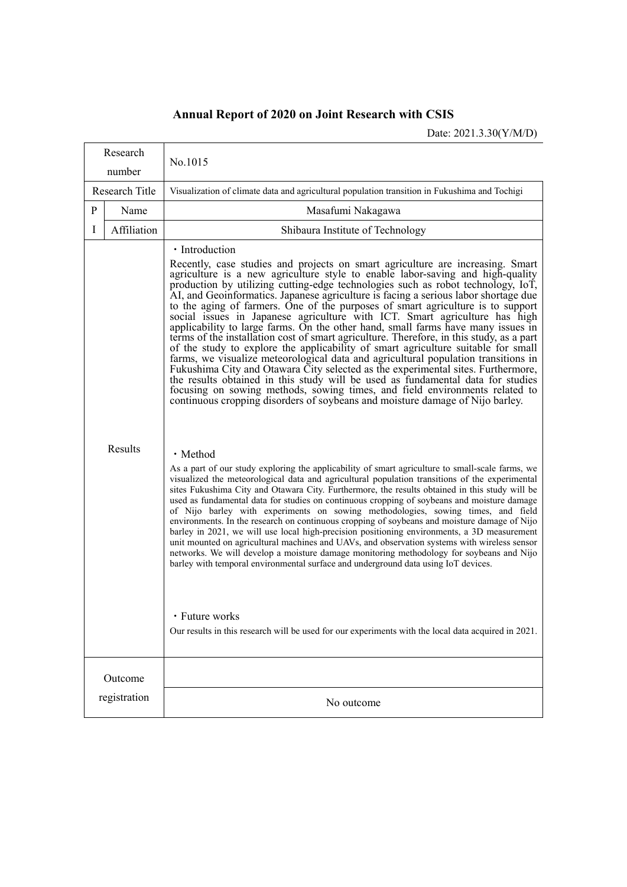# Annual Report of 2020 on Joint Research with CSIS

Date: 2021.3.30(Y/M/D)

| | | |
|---|---|---|
| Research number | | No.1015 |
| Research Title | | Visualization of climate data and agricultural population transition in Fukushima and Tochigi |
| PI | Name | Masafumi Nakagawa |
| | Affiliation | Shibaura Institute of Technology |
| Results | | ・Introduction<br>Recently, case studies and projects on smart agriculture are increasing. Smart agriculture is a new agriculture style to enable labor-saving and high-quality production by utilizing cutting-edge technologies such as robot technology, IoT, AI, and Geoinformatics. Japanese agriculture is facing a serious labor shortage due to the aging of farmers. One of the purposes of smart agriculture is to support social issues in Japanese agriculture with ICT. Smart agriculture has high applicability to large farms. On the other hand, small farms have many issues in terms of the installation cost of smart agriculture. Therefore, in this study, as a part of the study to explore the applicability of smart agriculture suitable for small farms, we visualize meteorological data and agricultural population transitions in Fukushima City and Otawara City selected as the experimental sites. Furthermore, the results obtained in this study will be used as fundamental data for studies focusing on sowing methods, sowing times, and field environments related to continuous cropping disorders of soybeans and moisture damage of Nijo barley.<br><br>・Method<br>As a part of our study exploring the applicability of smart agriculture to small-scale farms, we visualized the meteorological data and agricultural population transitions of the experimental sites Fukushima City and Otawara City. Furthermore, the results obtained in this study will be used as fundamental data for studies on continuous cropping of soybeans and moisture damage of Nijo barley with experiments on sowing methodologies, sowing times, and field environments. In the research on continuous cropping of soybeans and moisture damage of Nijo barley in 2021, we will use local high-precision positioning environments, a 3D measurement unit mounted on agricultural machines and UAVs, and observation systems with wireless sensor networks. We will develop a moisture damage monitoring methodology for soybeans and Nijo barley with temporal environmental surface and underground data using IoT devices.<br><br>・Future works<br>Our results in this research will be used for our experiments with the local data acquired in 2021. |
| Outcome registration | | |
| | | No outcome |